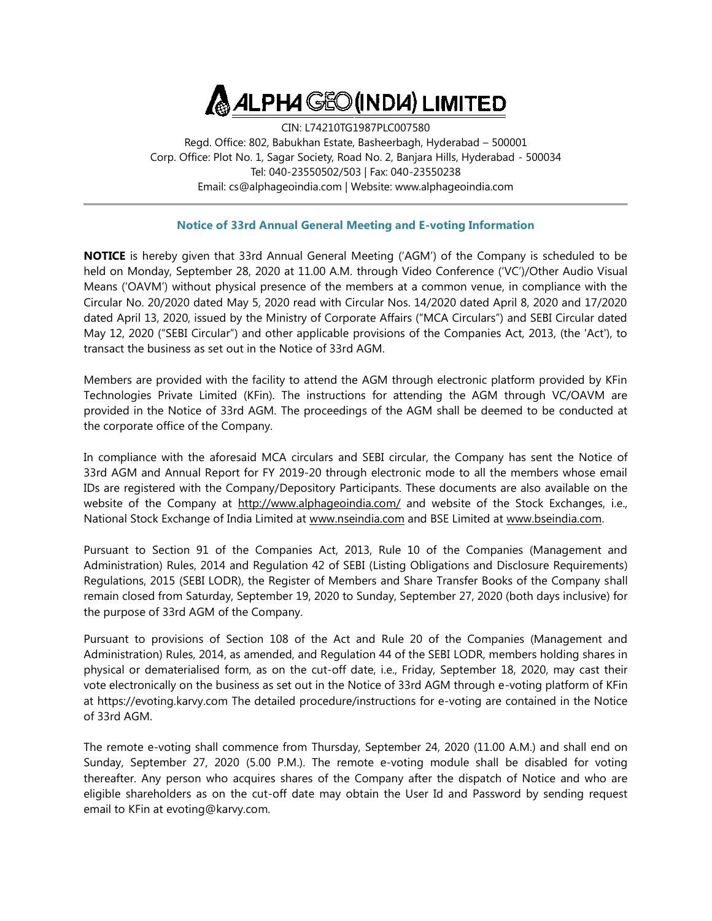# ALPHA GEO (INDIA) LIMITED

CIN: L74210TG1987PLC007580
Regd. Office: 802, Babukhan Estate, Basheerbagh, Hyderabad – 500001
Corp. Office: Plot No. 1, Sagar Society, Road No. 2, Banjara Hills, Hyderabad - 500034
Tel: 040-23550502/503 | Fax: 040-23550238
Email: cs@alphageoindia.com | Website: www.alphageoindia.com

---

## Notice of 33rd Annual General Meeting and E-voting Information

**NOTICE** is hereby given that 33rd Annual General Meeting ('AGM') of the Company is scheduled to be held on Monday, September 28, 2020 at 11.00 A.M. through Video Conference ('VC')/Other Audio Visual Means ('OAVM') without physical presence of the members at a common venue, in compliance with the Circular No. 20/2020 dated May 5, 2020 read with Circular Nos. 14/2020 dated April 8, 2020 and 17/2020 dated April 13, 2020, issued by the Ministry of Corporate Affairs ("MCA Circulars") and SEBI Circular dated May 12, 2020 ("SEBI Circular") and other applicable provisions of the Companies Act, 2013, (the 'Act'), to transact the business as set out in the Notice of 33rd AGM.

Members are provided with the facility to attend the AGM through electronic platform provided by KFin Technologies Private Limited (KFin). The instructions for attending the AGM through VC/OAVM are provided in the Notice of 33rd AGM. The proceedings of the AGM shall be deemed to be conducted at the corporate office of the Company.

In compliance with the aforesaid MCA circulars and SEBI circular, the Company has sent the Notice of 33rd AGM and Annual Report for FY 2019-20 through electronic mode to all the members whose email IDs are registered with the Company/Depository Participants. These documents are also available on the website of the Company at http://www.alphageoindia.com/ and website of the Stock Exchanges, i.e., National Stock Exchange of India Limited at www.nseindia.com and BSE Limited at www.bseindia.com.

Pursuant to Section 91 of the Companies Act, 2013, Rule 10 of the Companies (Management and Administration) Rules, 2014 and Regulation 42 of SEBI (Listing Obligations and Disclosure Requirements) Regulations, 2015 (SEBI LODR), the Register of Members and Share Transfer Books of the Company shall remain closed from Saturday, September 19, 2020 to Sunday, September 27, 2020 (both days inclusive) for the purpose of 33rd AGM of the Company.

Pursuant to provisions of Section 108 of the Act and Rule 20 of the Companies (Management and Administration) Rules, 2014, as amended, and Regulation 44 of the SEBI LODR, members holding shares in physical or dematerialised form, as on the cut-off date, i.e., Friday, September 18, 2020, may cast their vote electronically on the business as set out in the Notice of 33rd AGM through e-voting platform of KFin at https://evoting.karvy.com The detailed procedure/instructions for e-voting are contained in the Notice of 33rd AGM.

The remote e-voting shall commence from Thursday, September 24, 2020 (11.00 A.M.) and shall end on Sunday, September 27, 2020 (5.00 P.M.). The remote e-voting module shall be disabled for voting thereafter. Any person who acquires shares of the Company after the dispatch of Notice and who are eligible shareholders as on the cut-off date may obtain the User Id and Password by sending request email to KFin at evoting@karvy.com.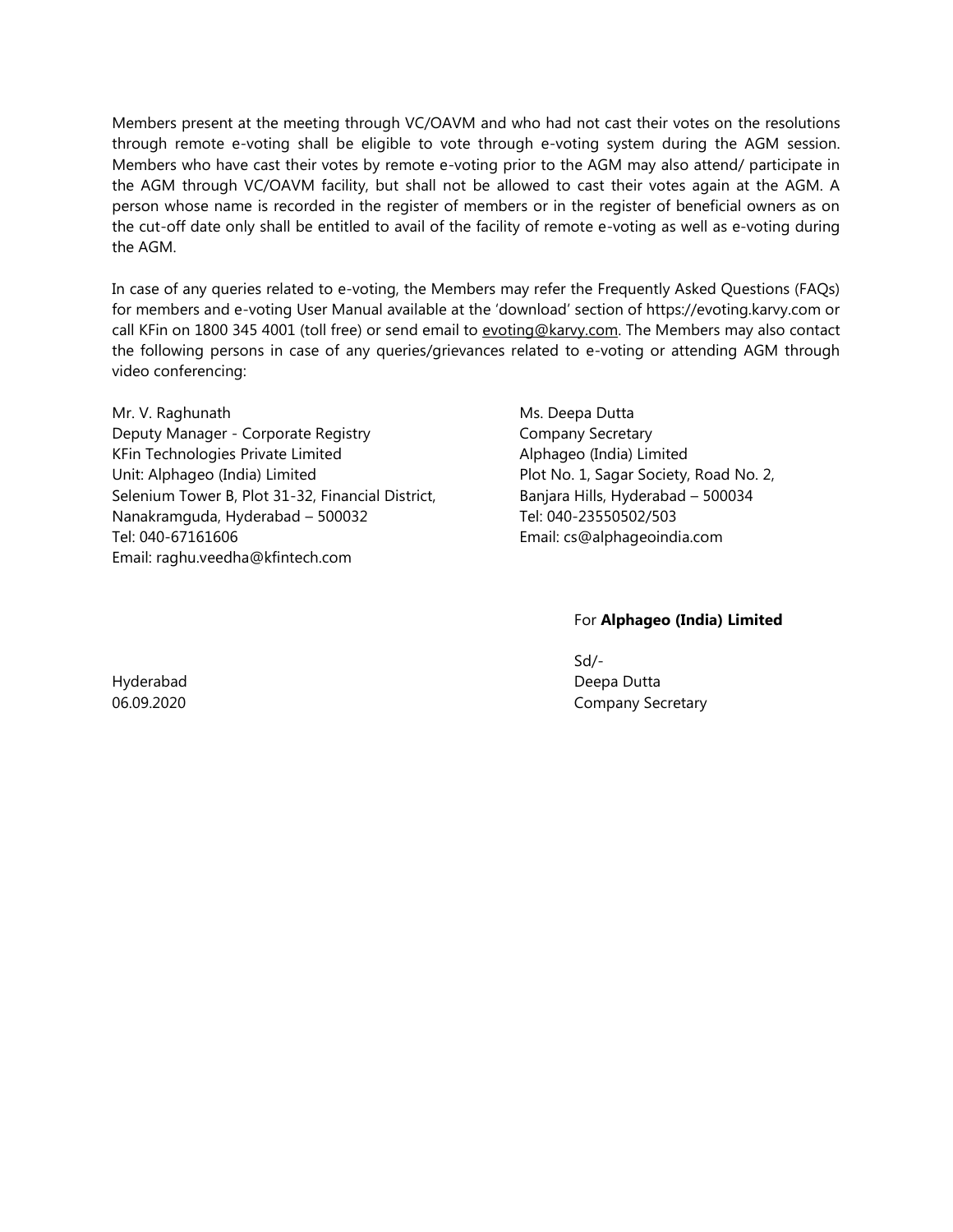Members present at the meeting through VC/OAVM and who had not cast their votes on the resolutions through remote e-voting shall be eligible to vote through e-voting system during the AGM session. Members who have cast their votes by remote e-voting prior to the AGM may also attend/ participate in the AGM through VC/OAVM facility, but shall not be allowed to cast their votes again at the AGM. A person whose name is recorded in the register of members or in the register of beneficial owners as on the cut-off date only shall be entitled to avail of the facility of remote e-voting as well as e-voting during the AGM.

In case of any queries related to e-voting, the Members may refer the Frequently Asked Questions (FAQs) for members and e-voting User Manual available at the 'download' section of https://evoting.karvy.com or call KFin on 1800 345 4001 (toll free) or send email to evoting@karvy.com. The Members may also contact the following persons in case of any queries/grievances related to e-voting or attending AGM through video conferencing:

Mr. V. Raghunath
Deputy Manager - Corporate Registry
KFin Technologies Private Limited
Unit: Alphageo (India) Limited
Selenium Tower B, Plot 31-32, Financial District,
Nanakramguda, Hyderabad – 500032
Tel: 040-67161606
Email: raghu.veedha@kfintech.com

Ms. Deepa Dutta
Company Secretary
Alphageo (India) Limited
Plot No. 1, Sagar Society, Road No. 2,
Banjara Hills, Hyderabad – 500034
Tel: 040-23550502/503
Email: cs@alphageoindia.com

For **Alphageo (India) Limited**

Sd/-
Deepa Dutta
Company Secretary

Hyderabad
06.09.2020